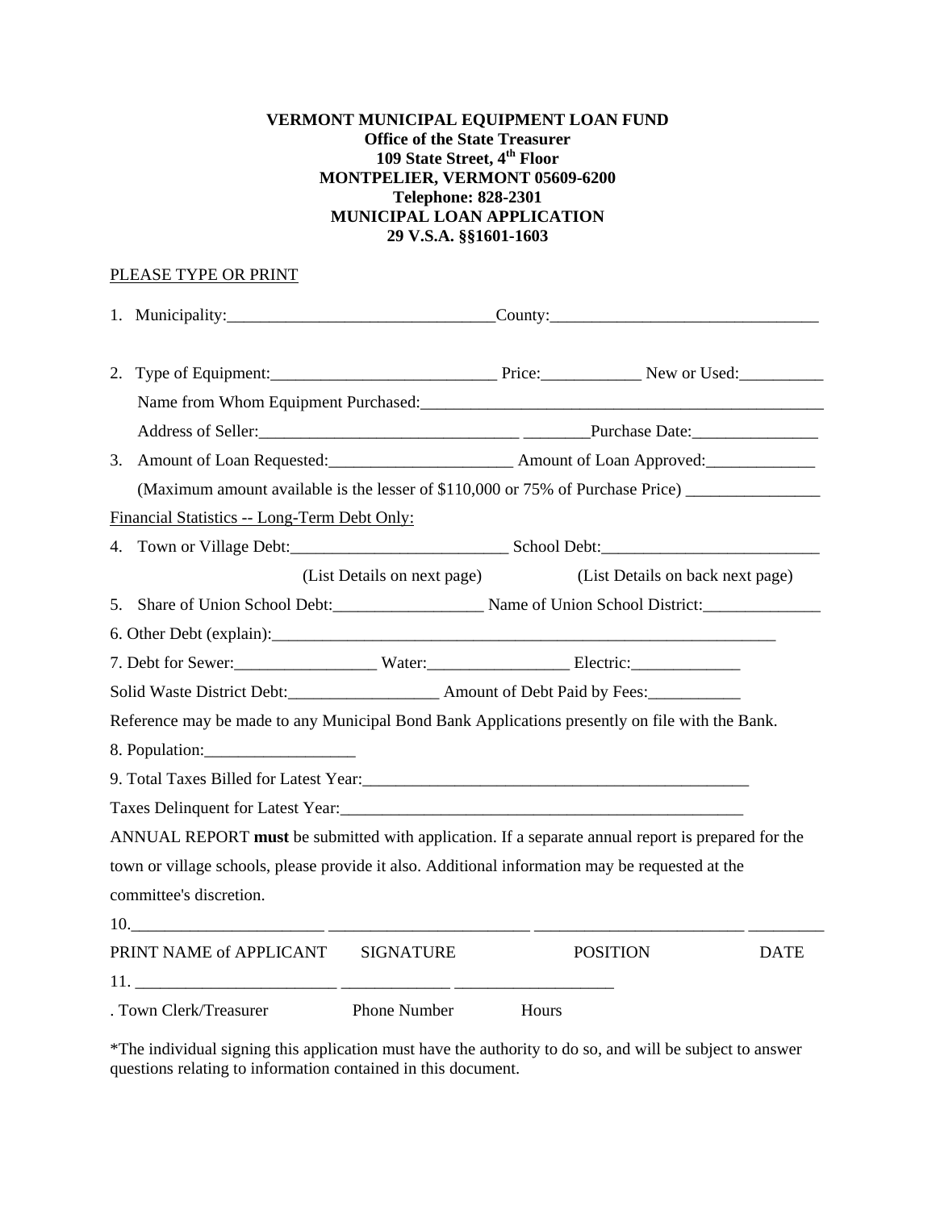**VERMONT MUNICIPAL EQUIPMENT LOAN FUND**
**Office of the State Treasurer**
**109 State Street, 4th Floor**
**MONTPELIER, VERMONT 05609-6200**
**Telephone: 828-2301**
**MUNICIPAL LOAN APPLICATION**
**29 V.S.A. §§1601-1603**

PLEASE TYPE OR PRINT

1. Municipality:________________________________County:________________________________

2. Type of Equipment:___________________________ Price:____________ New or Used:__________

   Name from Whom Equipment Purchased:__________________________________________________

   Address of Seller:_______________________________ ________Purchase Date:_______________

3. Amount of Loan Requested:______________________ Amount of Loan Approved:_____________

   (Maximum amount available is the lesser of $110,000 or 75% of Purchase Price) ________________

Financial Statistics -- Long-Term Debt Only:

4. Town or Village Debt:__________________________ School Debt:__________________________

   (List Details on next page) (List Details on back next page)

5. Share of Union School Debt:__________________ Name of Union School District:______________

6. Other Debt (explain):_______________________________________________________________

7. Debt for Sewer:_________________ Water:_________________ Electric:_____________

Solid Waste District Debt:__________________ Amount of Debt Paid by Fees:___________

Reference may be made to any Municipal Bond Bank Applications presently on file with the Bank.

8. Population:__________________

9. Total Taxes Billed for Latest Year:________________________________________________

Taxes Delinquent for Latest Year:__________________________________________________

ANNUAL REPORT **must** be submitted with application. If a separate annual report is prepared for the town or village schools, please provide it also. Additional information may be requested at the committee's discretion.

10.______________________ ________________________ _________________________ _________

PRINT NAME of APPLICANT SIGNATURE POSITION DATE

11. ________________________ _____________ ___________________

. Town Clerk/Treasurer Phone Number Hours

*The individual signing this application must have the authority to do so, and will be subject to answer questions relating to information contained in this document.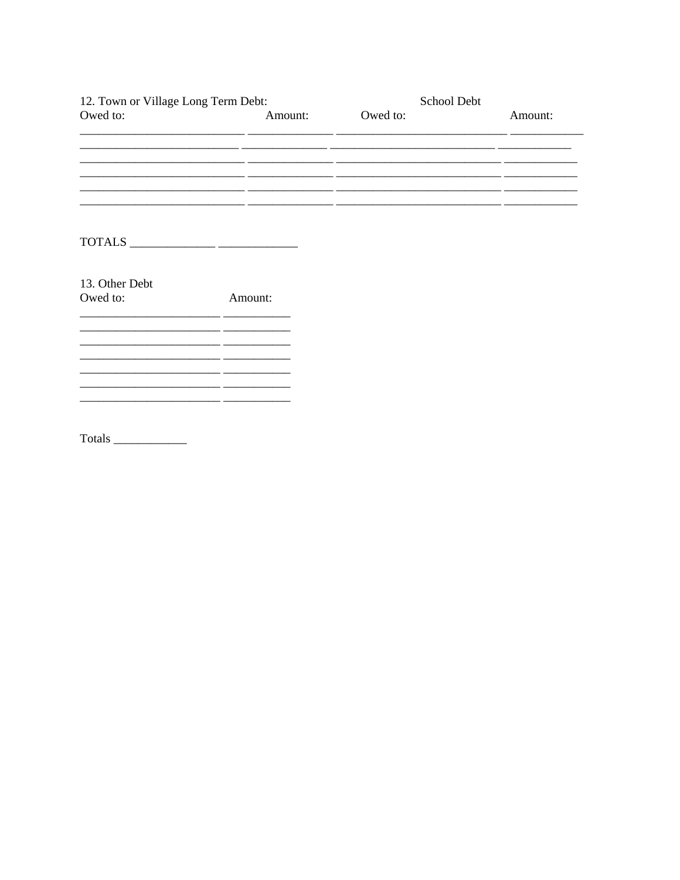12. Town or Village Long Term Debt: School Debt

| Owed to: | Amount: | Owed to: | Amount: |
| --- | --- | --- | --- |
| ___________________________ | ______________ | ____________________________ | ____________ |
| __________________________ | ______________ | ___________________________ | ____________ |
| ___________________________ | ______________ | ___________________________ | ____________ |
| ___________________________ | ______________ | ___________________________ | ____________ |
| ___________________________ | ______________ | ___________________________ | ____________ |
| ___________________________ | ______________ | ___________________________ | ____________ |

TOTALS ______________ _____________

13. Other Debt

| Owed to: | Amount: |
| --- | --- |
| _______________________ | ___________ |
| _______________________ | ___________ |
| _______________________ | ___________ |
| _______________________ | ___________ |
| _______________________ | ___________ |
| _______________________ | ___________ |
| _______________________ | ___________ |

Totals ____________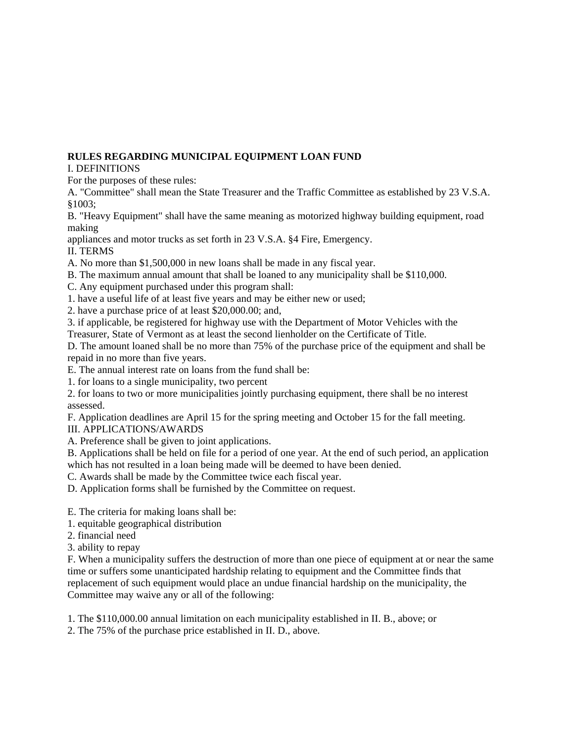**RULES REGARDING MUNICIPAL EQUIPMENT LOAN FUND**

I. DEFINITIONS

For the purposes of these rules:

A. "Committee" shall mean the State Treasurer and the Traffic Committee as established by 23 V.S.A. §1003;

B. "Heavy Equipment" shall have the same meaning as motorized highway building equipment, road making appliances and motor trucks as set forth in 23 V.S.A. §4 Fire, Emergency.

II. TERMS

A. No more than $1,500,000 in new loans shall be made in any fiscal year.

B. The maximum annual amount that shall be loaned to any municipality shall be $110,000.

C. Any equipment purchased under this program shall:

1. have a useful life of at least five years and may be either new or used;
2. have a purchase price of at least $20,000.00; and,
3. if applicable, be registered for highway use with the Department of Motor Vehicles with the Treasurer, State of Vermont as at least the second lienholder on the Certificate of Title.

D. The amount loaned shall be no more than 75% of the purchase price of the equipment and shall be repaid in no more than five years.

E. The annual interest rate on loans from the fund shall be:

1. for loans to a single municipality, two percent
2. for loans to two or more municipalities jointly purchasing equipment, there shall be no interest assessed.

F. Application deadlines are April 15 for the spring meeting and October 15 for the fall meeting.

III. APPLICATIONS/AWARDS

A. Preference shall be given to joint applications.

B. Applications shall be held on file for a period of one year. At the end of such period, an application which has not resulted in a loan being made will be deemed to have been denied.

C. Awards shall be made by the Committee twice each fiscal year.

D. Application forms shall be furnished by the Committee on request.

E. The criteria for making loans shall be:

1. equitable geographical distribution
2. financial need
3. ability to repay

F. When a municipality suffers the destruction of more than one piece of equipment at or near the same time or suffers some unanticipated hardship relating to equipment and the Committee finds that replacement of such equipment would place an undue financial hardship on the municipality, the Committee may waive any or all of the following:

1. The $110,000.00 annual limitation on each municipality established in II. B., above; or
2. The 75% of the purchase price established in II. D., above.